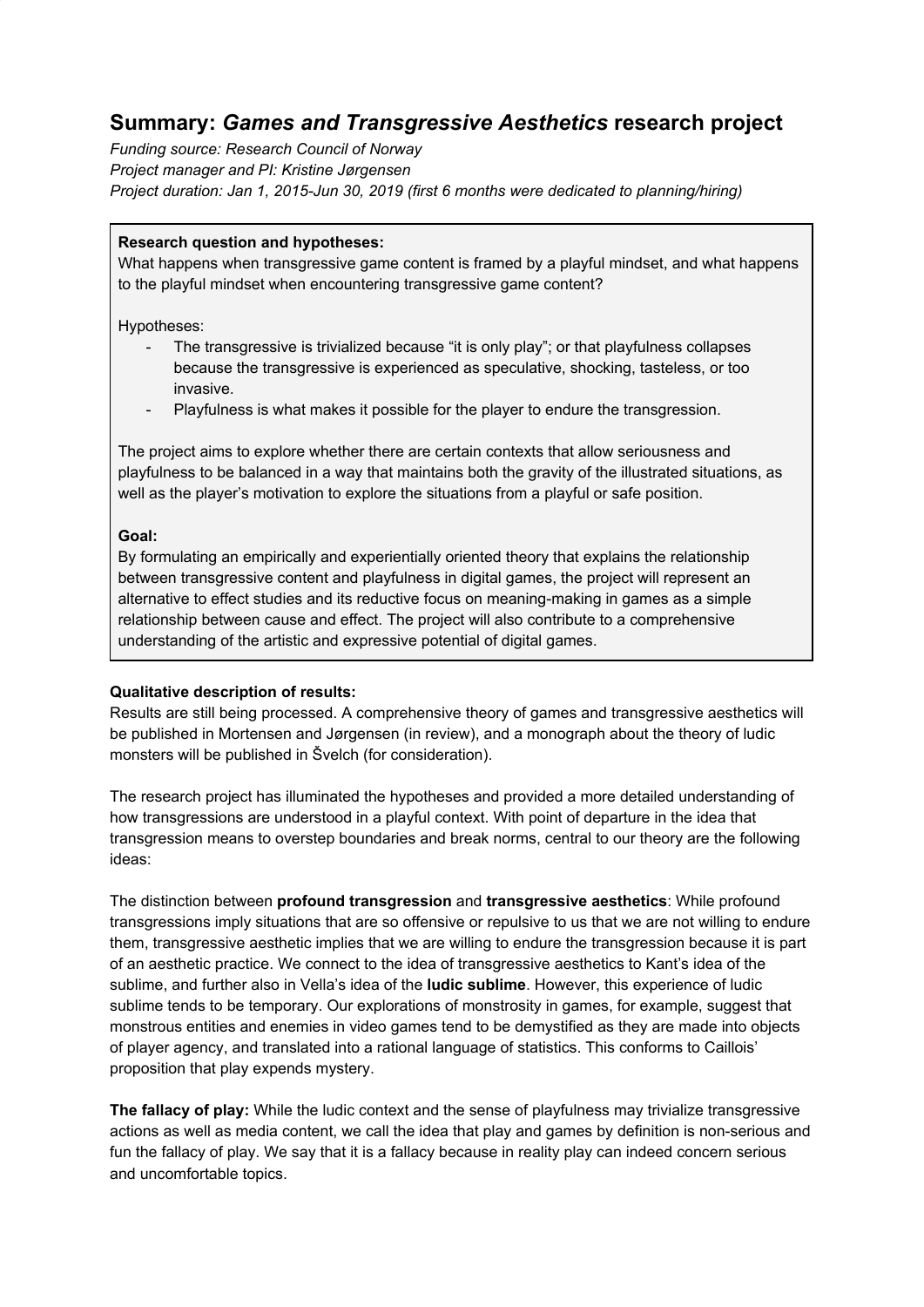# Summary: *Games and Transgressive Aesthetics* research project

*Funding source: Research Council of Norway*
*Project manager and PI: Kristine Jørgensen*
*Project duration: Jan 1, 2015-Jun 30, 2019 (first 6 months were dedicated to planning/hiring)*

**Research question and hypotheses:**
What happens when transgressive game content is framed by a playful mindset, and what happens to the playful mindset when encountering transgressive game content?

Hypotheses:

- The transgressive is trivialized because "it is only play"; or that playfulness collapses because the transgressive is experienced as speculative, shocking, tasteless, or too invasive.
- Playfulness is what makes it possible for the player to endure the transgression.

The project aims to explore whether there are certain contexts that allow seriousness and playfulness to be balanced in a way that maintains both the gravity of the illustrated situations, as well as the player's motivation to explore the situations from a playful or safe position.

**Goal:**
By formulating an empirically and experientially oriented theory that explains the relationship between transgressive content and playfulness in digital games, the project will represent an alternative to effect studies and its reductive focus on meaning-making in games as a simple relationship between cause and effect. The project will also contribute to a comprehensive understanding of the artistic and expressive potential of digital games.

**Qualitative description of results:**
Results are still being processed. A comprehensive theory of games and transgressive aesthetics will be published in Mortensen and Jørgensen (in review), and a monograph about the theory of ludic monsters will be published in Švelch (for consideration).

The research project has illuminated the hypotheses and provided a more detailed understanding of how transgressions are understood in a playful context. With point of departure in the idea that transgression means to overstep boundaries and break norms, central to our theory are the following ideas:

The distinction between **profound transgression** and **transgressive aesthetics**: While profound transgressions imply situations that are so offensive or repulsive to us that we are not willing to endure them, transgressive aesthetic implies that we are willing to endure the transgression because it is part of an aesthetic practice. We connect to the idea of transgressive aesthetics to Kant's idea of the sublime, and further also in Vella's idea of the **ludic sublime**. However, this experience of ludic sublime tends to be temporary. Our explorations of monstrosity in games, for example, suggest that monstrous entities and enemies in video games tend to be demystified as they are made into objects of player agency, and translated into a rational language of statistics. This conforms to Caillois' proposition that play expends mystery.

**The fallacy of play:** While the ludic context and the sense of playfulness may trivialize transgressive actions as well as media content, we call the idea that play and games by definition is non-serious and fun the fallacy of play. We say that it is a fallacy because in reality play can indeed concern serious and uncomfortable topics.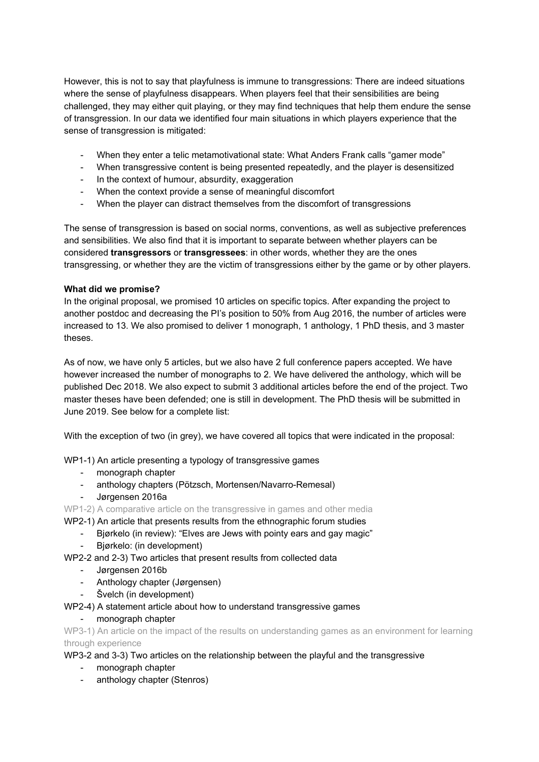However, this is not to say that playfulness is immune to transgressions: There are indeed situations where the sense of playfulness disappears. When players feel that their sensibilities are being challenged, they may either quit playing, or they may find techniques that help them endure the sense of transgression. In our data we identified four main situations in which players experience that the sense of transgression is mitigated:

- When they enter a telic metamotivational state: What Anders Frank calls "gamer mode"
- When transgressive content is being presented repeatedly, and the player is desensitized
- In the context of humour, absurdity, exaggeration
- When the context provide a sense of meaningful discomfort
- When the player can distract themselves from the discomfort of transgressions

The sense of transgression is based on social norms, conventions, as well as subjective preferences and sensibilities. We also find that it is important to separate between whether players can be considered **transgressors** or **transgressees**: in other words, whether they are the ones transgressing, or whether they are the victim of transgressions either by the game or by other players.

**What did we promise?**

In the original proposal, we promised 10 articles on specific topics. After expanding the project to another postdoc and decreasing the PI's position to 50% from Aug 2016, the number of articles were increased to 13. We also promised to deliver 1 monograph, 1 anthology, 1 PhD thesis, and 3 master theses.

As of now, we have only 5 articles, but we also have 2 full conference papers accepted. We have however increased the number of monographs to 2. We have delivered the anthology, which will be published Dec 2018. We also expect to submit 3 additional articles before the end of the project. Two master theses have been defended; one is still in development. The PhD thesis will be submitted in June 2019. See below for a complete list:

With the exception of two (in grey), we have covered all topics that were indicated in the proposal:

WP1-1) An article presenting a typology of transgressive games
- monograph chapter
- anthology chapters (Pötzsch, Mortensen/Navarro-Remesal)
- Jørgensen 2016a

WP1-2) A comparative article on the transgressive in games and other media

WP2-1) An article that presents results from the ethnographic forum studies
- Bjørkelo (in review): "Elves are Jews with pointy ears and gay magic"
- Bjørkelo: (in development)

WP2-2 and 2-3) Two articles that present results from collected data
- Jørgensen 2016b
- Anthology chapter (Jørgensen)
- Švelch (in development)

WP2-4) A statement article about how to understand transgressive games
- monograph chapter

WP3-1) An article on the impact of the results on understanding games as an environment for learning through experience

WP3-2 and 3-3) Two articles on the relationship between the playful and the transgressive
- monograph chapter
- anthology chapter (Stenros)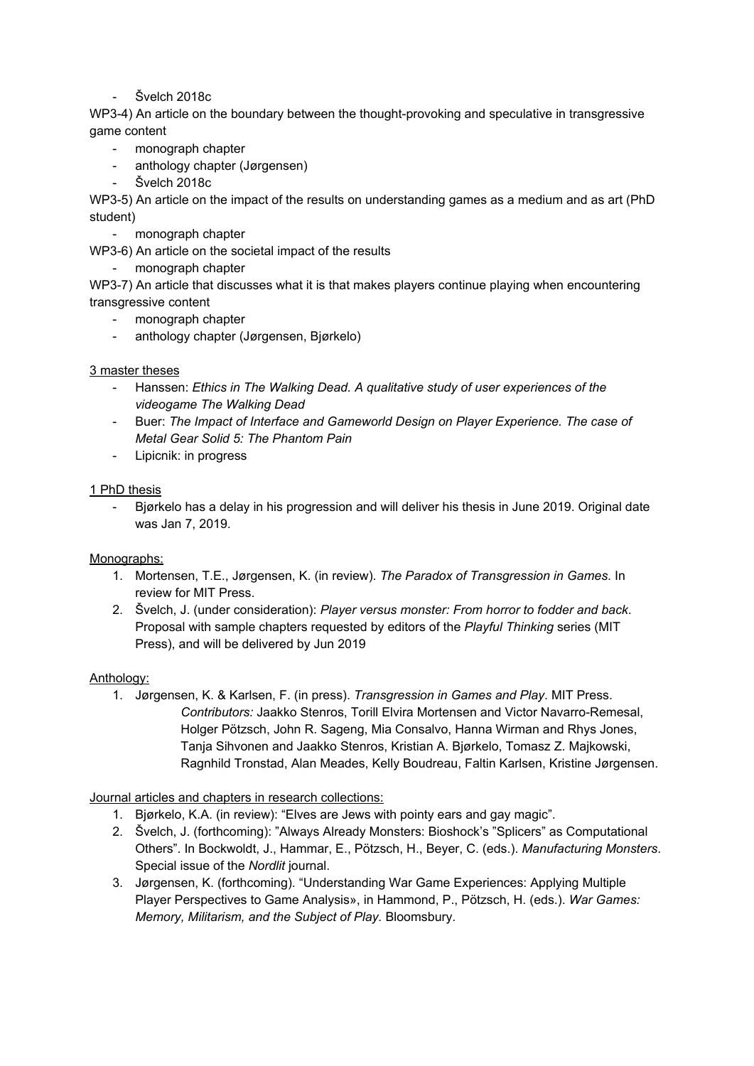- Švelch 2018c

WP3-4) An article on the boundary between the thought-provoking and speculative in transgressive game content

- monograph chapter
- anthology chapter (Jørgensen)
- Švelch 2018c

WP3-5) An article on the impact of the results on understanding games as a medium and as art (PhD student)

- monograph chapter

WP3-6) An article on the societal impact of the results

- monograph chapter

WP3-7) An article that discusses what it is that makes players continue playing when encountering transgressive content

- monograph chapter
- anthology chapter (Jørgensen, Bjørkelo)

<u>3 master theses</u>

- Hanssen: *Ethics in The Walking Dead. A qualitative study of user experiences of the videogame The Walking Dead*
- Buer: *The Impact of Interface and Gameworld Design on Player Experience. The case of Metal Gear Solid 5: The Phantom Pain*
- Lipicnik: in progress

<u>1 PhD thesis</u>

- Bjørkelo has a delay in his progression and will deliver his thesis in June 2019. Original date was Jan 7, 2019.

<u>Monographs:</u>

1. Mortensen, T.E., Jørgensen, K. (in review). *The Paradox of Transgression in Games*. In review for MIT Press.
2. Švelch, J. (under consideration): *Player versus monster: From horror to fodder and back*. Proposal with sample chapters requested by editors of the *Playful Thinking* series (MIT Press), and will be delivered by Jun 2019

<u>Anthology:</u>

1. Jørgensen, K. & Karlsen, F. (in press). *Transgression in Games and Play*. MIT Press.
   *Contributors:* Jaakko Stenros, Torill Elvira Mortensen and Victor Navarro-Remesal, Holger Pötzsch, John R. Sageng, Mia Consalvo, Hanna Wirman and Rhys Jones, Tanja Sihvonen and Jaakko Stenros, Kristian A. Bjørkelo, Tomasz Z. Majkowski, Ragnhild Tronstad, Alan Meades, Kelly Boudreau, Faltin Karlsen, Kristine Jørgensen.

<u>Journal articles and chapters in research collections:</u>

1. Bjørkelo, K.A. (in review): "Elves are Jews with pointy ears and gay magic".
2. Švelch, J. (forthcoming): "Always Already Monsters: Bioshock's "Splicers" as Computational Others". In Bockwoldt, J., Hammar, E., Pötzsch, H., Beyer, C. (eds.). *Manufacturing Monsters*. Special issue of the *Nordlit* journal.
3. Jørgensen, K. (forthcoming). "Understanding War Game Experiences: Applying Multiple Player Perspectives to Game Analysis», in Hammond, P., Pötzsch, H. (eds.). *War Games: Memory, Militarism, and the Subject of Play.* Bloomsbury.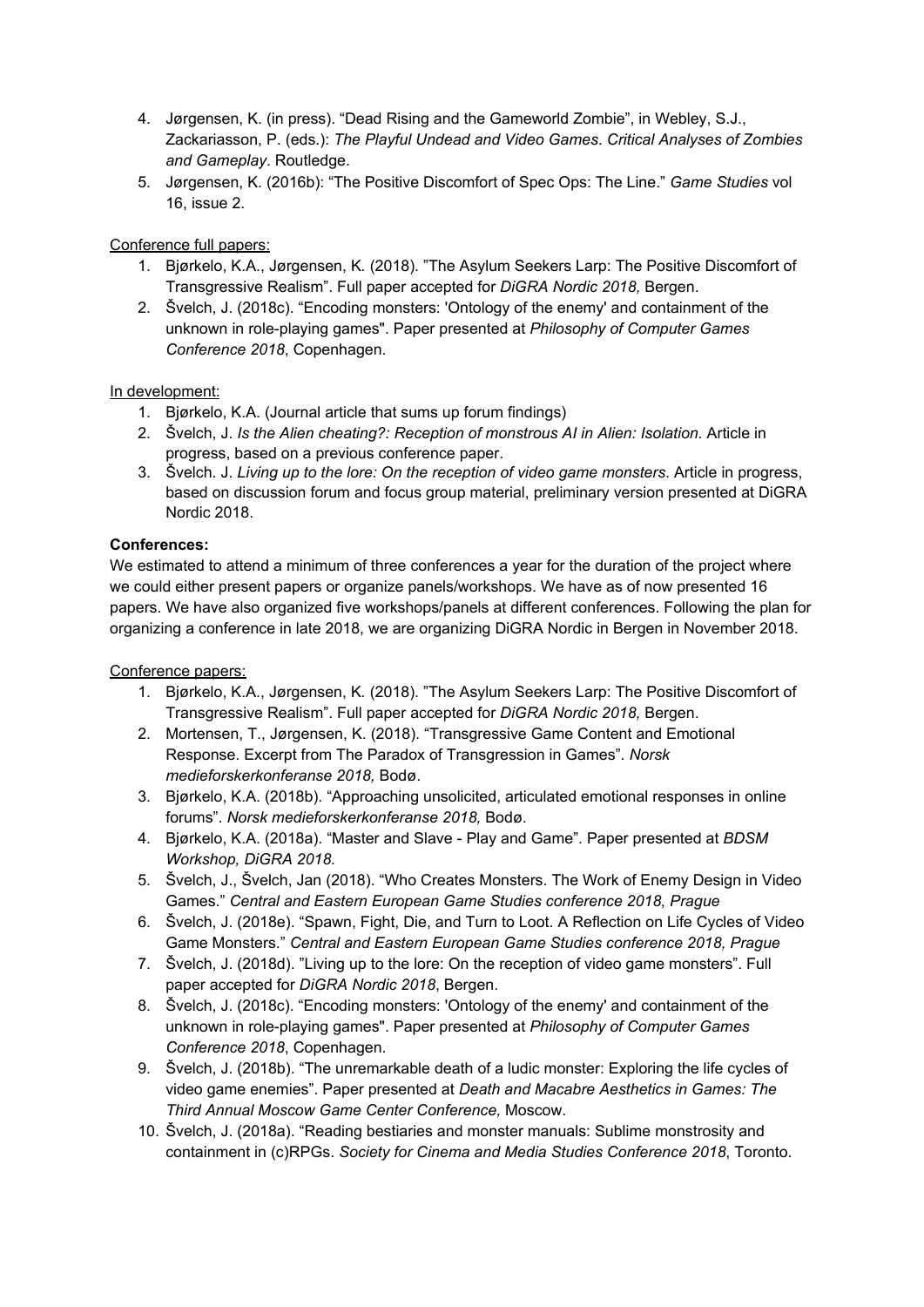4. Jørgensen, K. (in press). "Dead Rising and the Gameworld Zombie", in Webley, S.J., Zackariasson, P. (eds.): *The Playful Undead and Video Games*. *Critical Analyses of Zombies and Gameplay*. Routledge.
5. Jørgensen, K. (2016b): "The Positive Discomfort of Spec Ops: The Line." *Game Studies* vol 16, issue 2.

Conference full papers:

1. Bjørkelo, K.A., Jørgensen, K. (2018). "The Asylum Seekers Larp: The Positive Discomfort of Transgressive Realism". Full paper accepted for *DiGRA Nordic 2018,* Bergen.
2. Švelch, J. (2018c). "Encoding monsters: 'Ontology of the enemy' and containment of the unknown in role-playing games". Paper presented at *Philosophy of Computer Games Conference 2018*, Copenhagen.

In development:

1. Bjørkelo, K.A. (Journal article that sums up forum findings)
2. Švelch, J. *Is the Alien cheating?: Reception of monstrous AI in Alien: Isolation*. Article in progress, based on a previous conference paper.
3. Švelch. J. *Living up to the lore: On the reception of video game monsters.* Article in progress, based on discussion forum and focus group material, preliminary version presented at DiGRA Nordic 2018.

**Conferences:**

We estimated to attend a minimum of three conferences a year for the duration of the project where we could either present papers or organize panels/workshops. We have as of now presented 16 papers. We have also organized five workshops/panels at different conferences. Following the plan for organizing a conference in late 2018, we are organizing DiGRA Nordic in Bergen in November 2018.

Conference papers:

1. Bjørkelo, K.A., Jørgensen, K. (2018). "The Asylum Seekers Larp: The Positive Discomfort of Transgressive Realism". Full paper accepted for *DiGRA Nordic 2018,* Bergen.
2. Mortensen, T., Jørgensen, K. (2018). "Transgressive Game Content and Emotional Response. Excerpt from The Paradox of Transgression in Games". *Norsk medieforskerkonferanse 2018,* Bodø.
3. Bjørkelo, K.A. (2018b). "Approaching unsolicited, articulated emotional responses in online forums". *Norsk medieforskerkonferanse 2018,* Bodø.
4. Bjørkelo, K.A. (2018a). "Master and Slave - Play and Game". Paper presented at *BDSM Workshop, DiGRA 2018.*
5. Švelch, J., Švelch, Jan (2018). "Who Creates Monsters. The Work of Enemy Design in Video Games." *Central and Eastern European Game Studies conference 2018, Prague*
6. Švelch, J. (2018e). "Spawn, Fight, Die, and Turn to Loot. A Reflection on Life Cycles of Video Game Monsters." *Central and Eastern European Game Studies conference 2018, Prague*
7. Švelch, J. (2018d). "Living up to the lore: On the reception of video game monsters". Full paper accepted for *DiGRA Nordic 2018*, Bergen.
8. Švelch, J. (2018c). "Encoding monsters: 'Ontology of the enemy' and containment of the unknown in role-playing games". Paper presented at *Philosophy of Computer Games Conference 2018*, Copenhagen.
9. Švelch, J. (2018b). "The unremarkable death of a ludic monster: Exploring the life cycles of video game enemies". Paper presented at *Death and Macabre Aesthetics in Games: The Third Annual Moscow Game Center Conference,* Moscow.
10. Švelch, J. (2018a). "Reading bestiaries and monster manuals: Sublime monstrosity and containment in (c)RPGs. *Society for Cinema and Media Studies Conference 2018*, Toronto.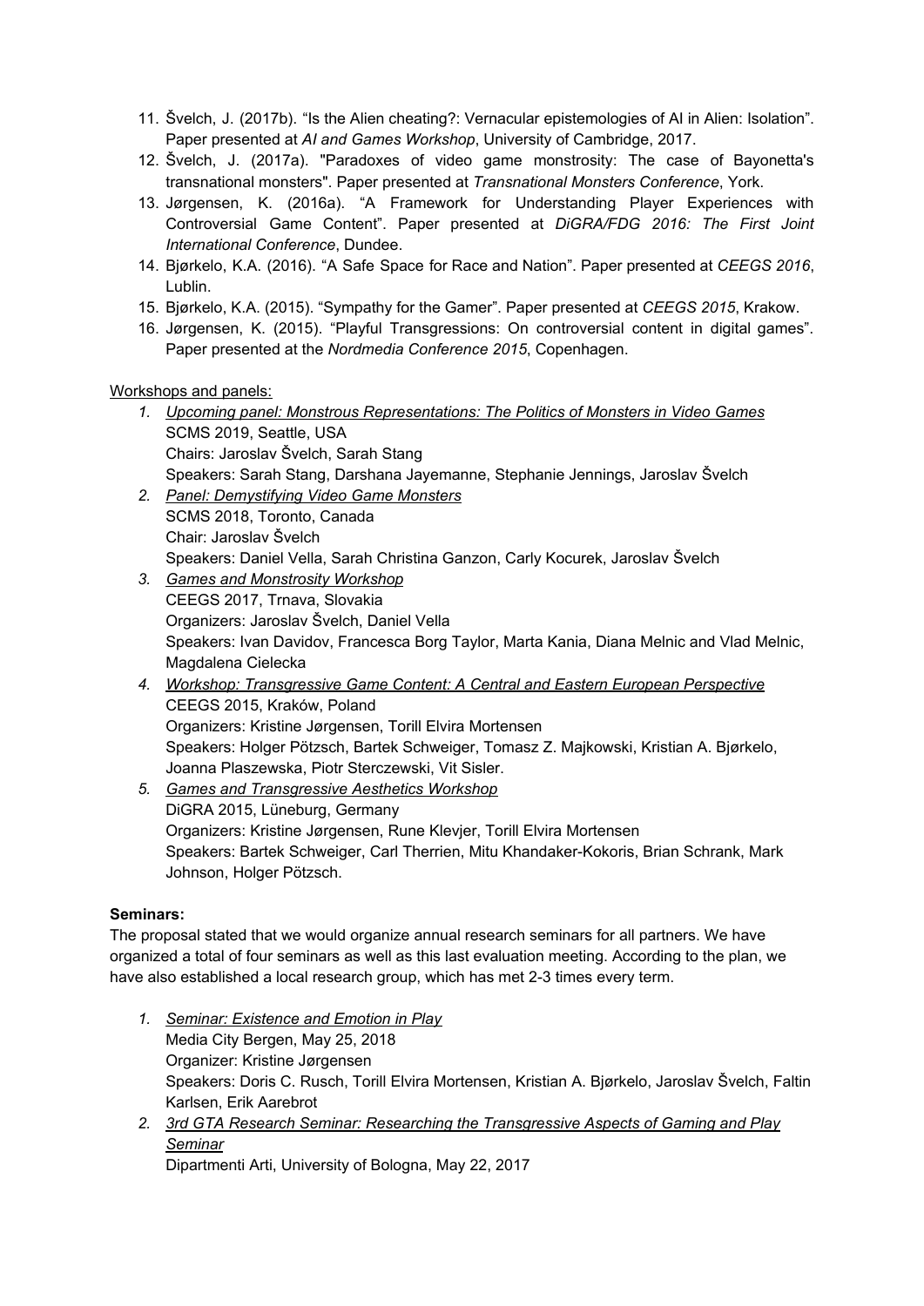11. Švelch, J. (2017b). “Is the Alien cheating?: Vernacular epistemologies of AI in Alien: Isolation”. Paper presented at *AI and Games Workshop*, University of Cambridge, 2017.
12. Švelch, J. (2017a). "Paradoxes of video game monstrosity: The case of Bayonetta's transnational monsters". Paper presented at *Transnational Monsters Conference*, York.
13. Jørgensen, K. (2016a). “A Framework for Understanding Player Experiences with Controversial Game Content”. Paper presented at *DiGRA/FDG 2016: The First Joint International Conference*, Dundee.
14. Bjørkelo, K.A. (2016). “A Safe Space for Race and Nation”. Paper presented at *CEEGS 2016*, Lublin.
15. Bjørkelo, K.A. (2015). “Sympathy for the Gamer”. Paper presented at *CEEGS 2015*, Krakow.
16. Jørgensen, K. (2015). “Playful Transgressions: On controversial content in digital games”. Paper presented at the *Nordmedia Conference 2015*, Copenhagen.

Workshops and panels:

1. *Upcoming panel: Monstrous Representations: The Politics of Monsters in Video Games*
   SCMS 2019, Seattle, USA
   Chairs: Jaroslav Švelch, Sarah Stang
   Speakers: Sarah Stang, Darshana Jayemanne, Stephanie Jennings, Jaroslav Švelch
2. *Panel: Demystifying Video Game Monsters*
   SCMS 2018, Toronto, Canada
   Chair: Jaroslav Švelch
   Speakers: Daniel Vella, Sarah Christina Ganzon, Carly Kocurek, Jaroslav Švelch
3. *Games and Monstrosity Workshop*
   CEEGS 2017, Trnava, Slovakia
   Organizers: Jaroslav Švelch, Daniel Vella
   Speakers: Ivan Davidov, Francesca Borg Taylor, Marta Kania, Diana Melnic and Vlad Melnic, Magdalena Cielecka
4. *Workshop: Transgressive Game Content: A Central and Eastern European Perspective*
   CEEGS 2015, Kraków, Poland
   Organizers: Kristine Jørgensen, Torill Elvira Mortensen
   Speakers: Holger Pötzsch, Bartek Schweiger, Tomasz Z. Majkowski, Kristian A. Bjørkelo, Joanna Plaszewska, Piotr Sterczewski, Vit Sisler.
5. *Games and Transgressive Aesthetics Workshop*
   DiGRA 2015, Lüneburg, Germany
   Organizers: Kristine Jørgensen, Rune Klevjer, Torill Elvira Mortensen
   Speakers: Bartek Schweiger, Carl Therrien, Mitu Khandaker-Kokoris, Brian Schrank, Mark Johnson, Holger Pötzsch.

**Seminars:**

The proposal stated that we would organize annual research seminars for all partners. We have organized a total of four seminars as well as this last evaluation meeting. According to the plan, we have also established a local research group, which has met 2-3 times every term.

1. *Seminar: Existence and Emotion in Play*
   Media City Bergen, May 25, 2018
   Organizer: Kristine Jørgensen
   Speakers: Doris C. Rusch, Torill Elvira Mortensen, Kristian A. Bjørkelo, Jaroslav Švelch, Faltin Karlsen, Erik Aarebrot
2. *3rd GTA Research Seminar: Researching the Transgressive Aspects of Gaming and Play Seminar*
   Dipartmenti Arti, University of Bologna, May 22, 2017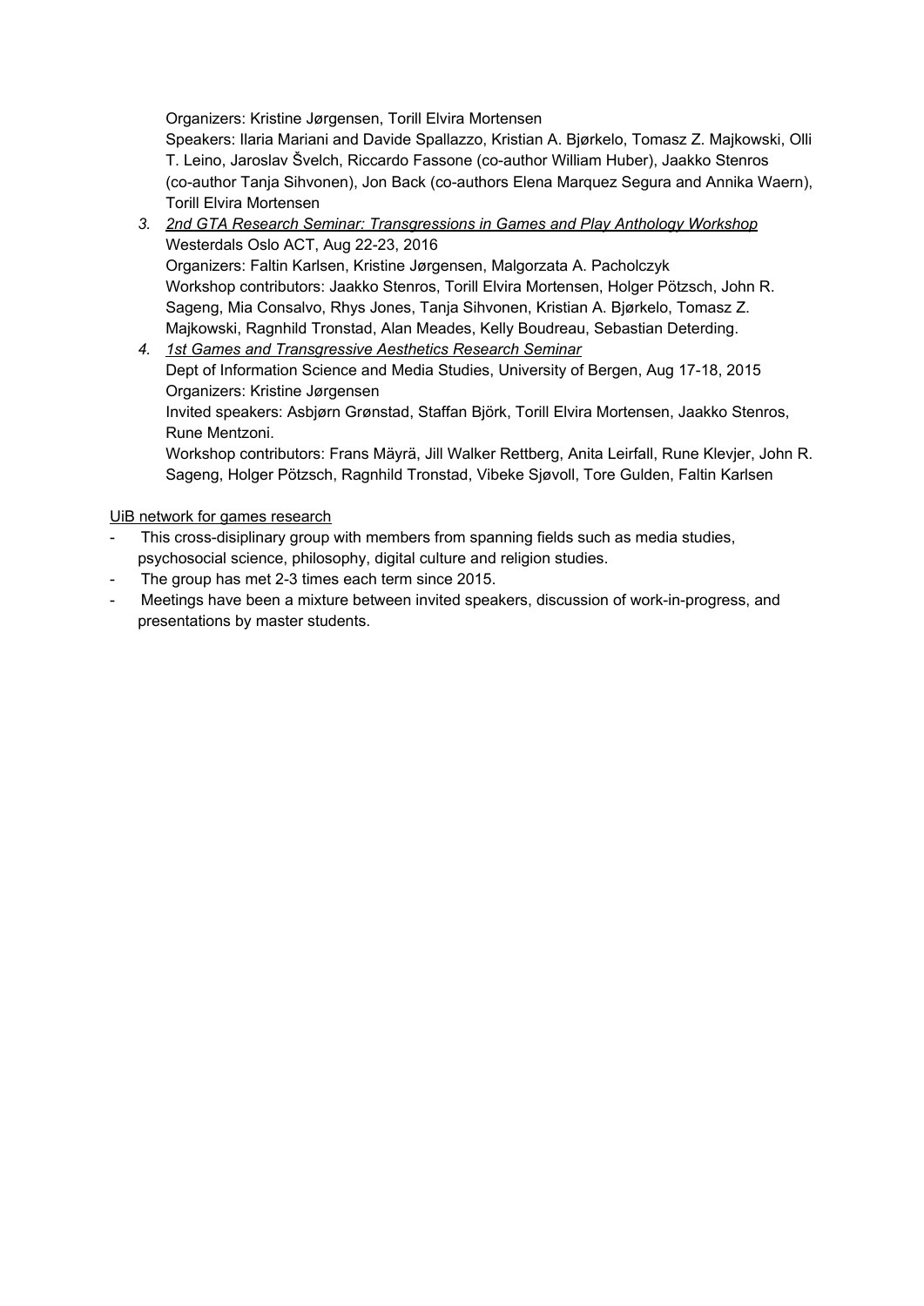Organizers: Kristine Jørgensen, Torill Elvira Mortensen
Speakers: Ilaria Mariani and Davide Spallazzo, Kristian A. Bjørkelo, Tomasz Z. Majkowski, Olli T. Leino, Jaroslav Švelch, Riccardo Fassone (co-author William Huber), Jaakko Stenros (co-author Tanja Sihvonen), Jon Back (co-authors Elena Marquez Segura and Annika Waern), Torill Elvira Mortensen

3. *2nd GTA Research Seminar: Transgressions in Games and Play Anthology Workshop*
   Westerdals Oslo ACT, Aug 22-23, 2016
   Organizers: Faltin Karlsen, Kristine Jørgensen, Malgorzata A. Pacholczyk
   Workshop contributors: Jaakko Stenros, Torill Elvira Mortensen, Holger Pötzsch, John R. Sageng, Mia Consalvo, Rhys Jones, Tanja Sihvonen, Kristian A. Bjørkelo, Tomasz Z. Majkowski, Ragnhild Tronstad, Alan Meades, Kelly Boudreau, Sebastian Deterding.
4. *1st Games and Transgressive Aesthetics Research Seminar*
   Dept of Information Science and Media Studies, University of Bergen, Aug 17-18, 2015
   Organizers: Kristine Jørgensen
   Invited speakers: Asbjørn Grønstad, Staffan Björk, Torill Elvira Mortensen, Jaakko Stenros, Rune Mentzoni.
   Workshop contributors: Frans Mäyrä, Jill Walker Rettberg, Anita Leirfall, Rune Klevjer, John R. Sageng, Holger Pötzsch, Ragnhild Tronstad, Vibeke Sjøvoll, Tore Gulden, Faltin Karlsen

UiB network for games research

- This cross-disiplinary group with members from spanning fields such as media studies, psychosocial science, philosophy, digital culture and religion studies.
- The group has met 2-3 times each term since 2015.
- Meetings have been a mixture between invited speakers, discussion of work-in-progress, and presentations by master students.